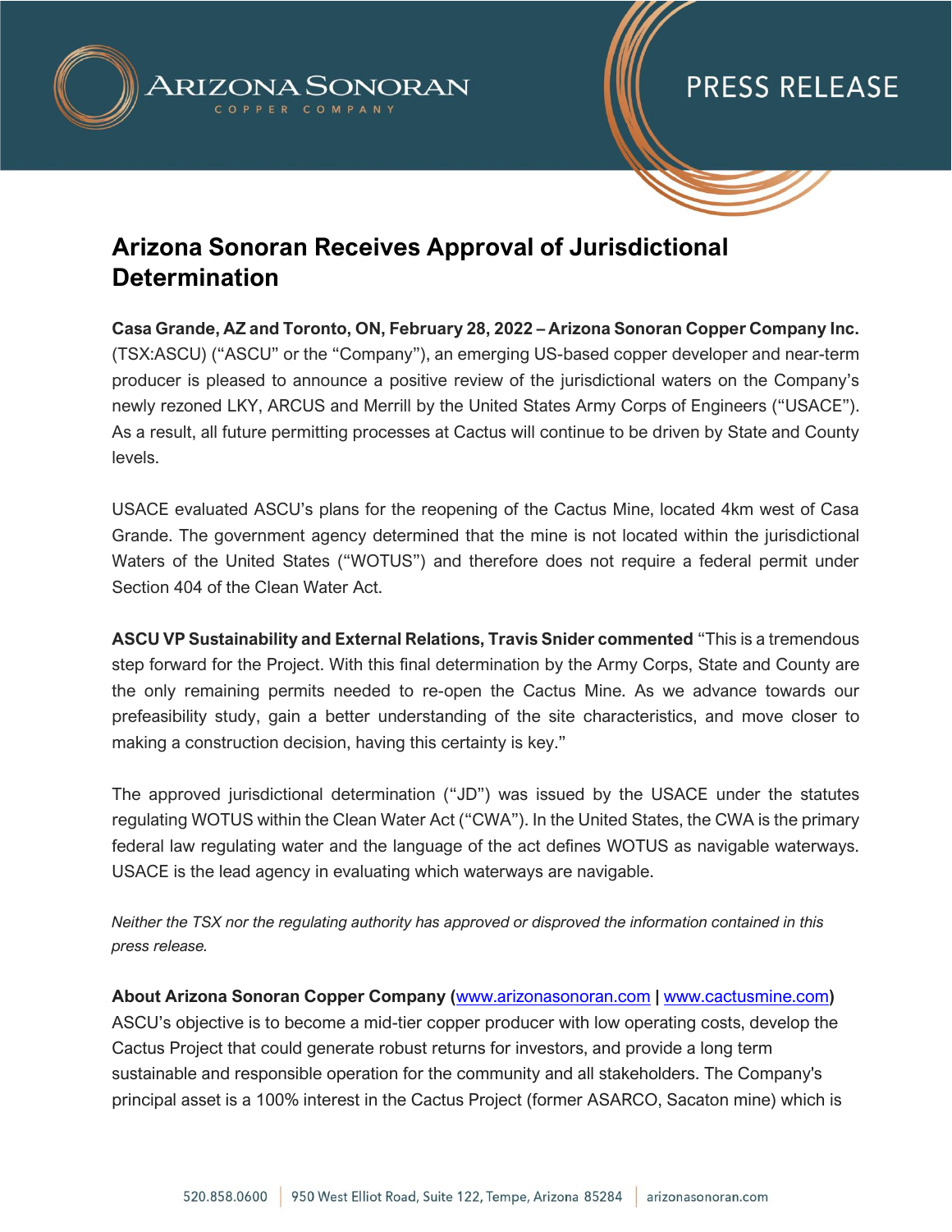# Arizona Sonoran Receives Approval of Jurisdictional Determination

**Casa Grande, AZ and Toronto, ON, February 28, 2022 – Arizona Sonoran Copper Company Inc.** (TSX:ASCU) ("ASCU" or the "Company"), an emerging US-based copper developer and near-term producer is pleased to announce a positive review of the jurisdictional waters on the Company's newly rezoned LKY, ARCUS and Merrill by the United States Army Corps of Engineers ("USACE"). As a result, all future permitting processes at Cactus will continue to be driven by State and County levels.

USACE evaluated ASCU's plans for the reopening of the Cactus Mine, located 4km west of Casa Grande. The government agency determined that the mine is not located within the jurisdictional Waters of the United States ("WOTUS") and therefore does not require a federal permit under Section 404 of the Clean Water Act.

**ASCU VP Sustainability and External Relations, Travis Snider commented** "This is a tremendous step forward for the Project. With this final determination by the Army Corps, State and County are the only remaining permits needed to re-open the Cactus Mine. As we advance towards our prefeasibility study, gain a better understanding of the site characteristics, and move closer to making a construction decision, having this certainty is key."

The approved jurisdictional determination ("JD") was issued by the USACE under the statutes regulating WOTUS within the Clean Water Act ("CWA"). In the United States, the CWA is the primary federal law regulating water and the language of the act defines WOTUS as navigable waterways. USACE is the lead agency in evaluating which waterways are navigable.

*Neither the TSX nor the regulating authority has approved or disproved the information contained in this press release.*

**About Arizona Sonoran Copper Company (www.arizonasonoran.com | www.cactusmine.com)**
ASCU's objective is to become a mid-tier copper producer with low operating costs, develop the Cactus Project that could generate robust returns for investors, and provide a long term sustainable and responsible operation for the community and all stakeholders. The Company's principal asset is a 100% interest in the Cactus Project (former ASARCO, Sacaton mine) which is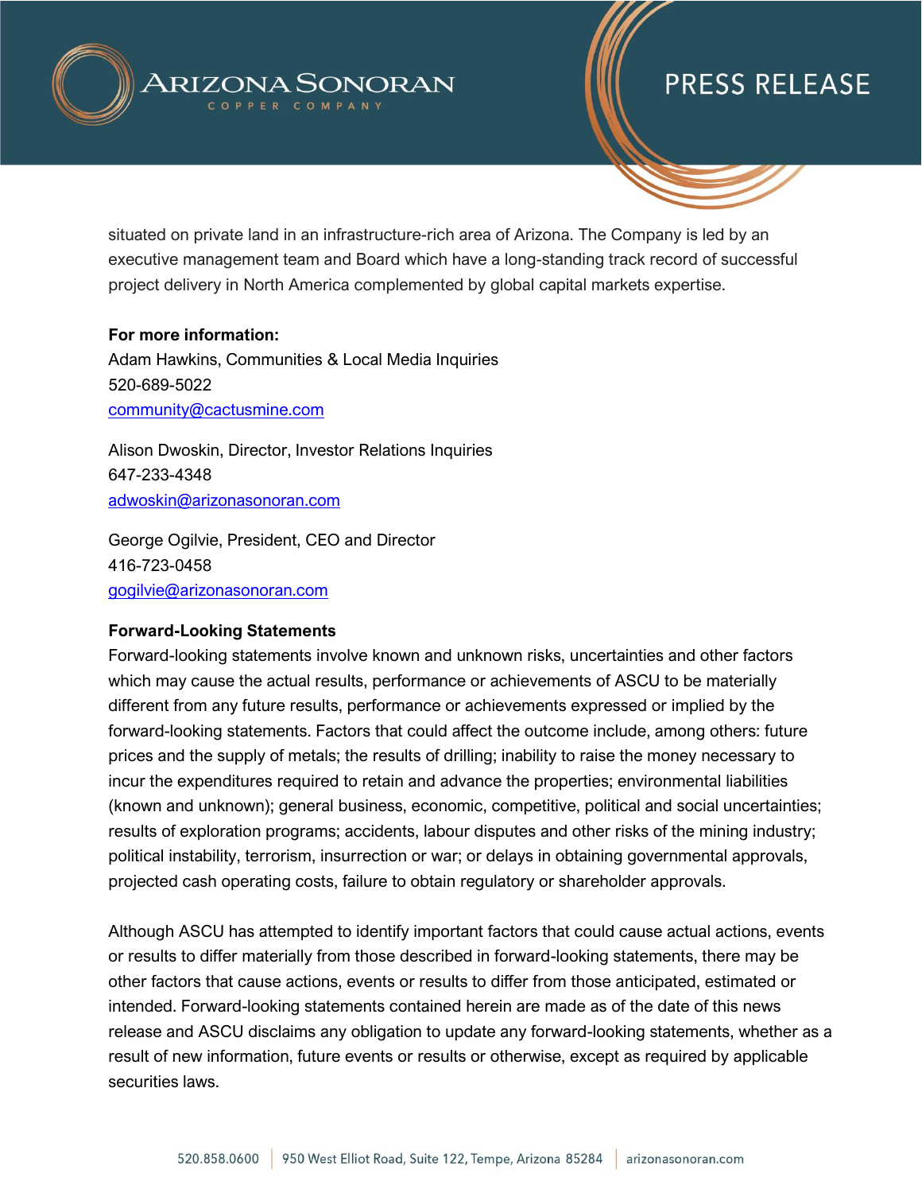situated on private land in an infrastructure-rich area of Arizona. The Company is led by an executive management team and Board which have a long-standing track record of successful project delivery in North America complemented by global capital markets expertise.

**For more information:**
Adam Hawkins, Communities & Local Media Inquiries
520-689-5022
community@cactusmine.com

Alison Dwoskin, Director, Investor Relations Inquiries
647-233-4348
adwoskin@arizonasonoran.com

George Ogilvie, President, CEO and Director
416-723-0458
gogilvie@arizonasonoran.com

**Forward-Looking Statements**

Forward-looking statements involve known and unknown risks, uncertainties and other factors which may cause the actual results, performance or achievements of ASCU to be materially different from any future results, performance or achievements expressed or implied by the forward-looking statements. Factors that could affect the outcome include, among others: future prices and the supply of metals; the results of drilling; inability to raise the money necessary to incur the expenditures required to retain and advance the properties; environmental liabilities (known and unknown); general business, economic, competitive, political and social uncertainties; results of exploration programs; accidents, labour disputes and other risks of the mining industry; political instability, terrorism, insurrection or war; or delays in obtaining governmental approvals, projected cash operating costs, failure to obtain regulatory or shareholder approvals.

Although ASCU has attempted to identify important factors that could cause actual actions, events or results to differ materially from those described in forward-looking statements, there may be other factors that cause actions, events or results to differ from those anticipated, estimated or intended. Forward-looking statements contained herein are made as of the date of this news release and ASCU disclaims any obligation to update any forward-looking statements, whether as a result of new information, future events or results or otherwise, except as required by applicable securities laws.